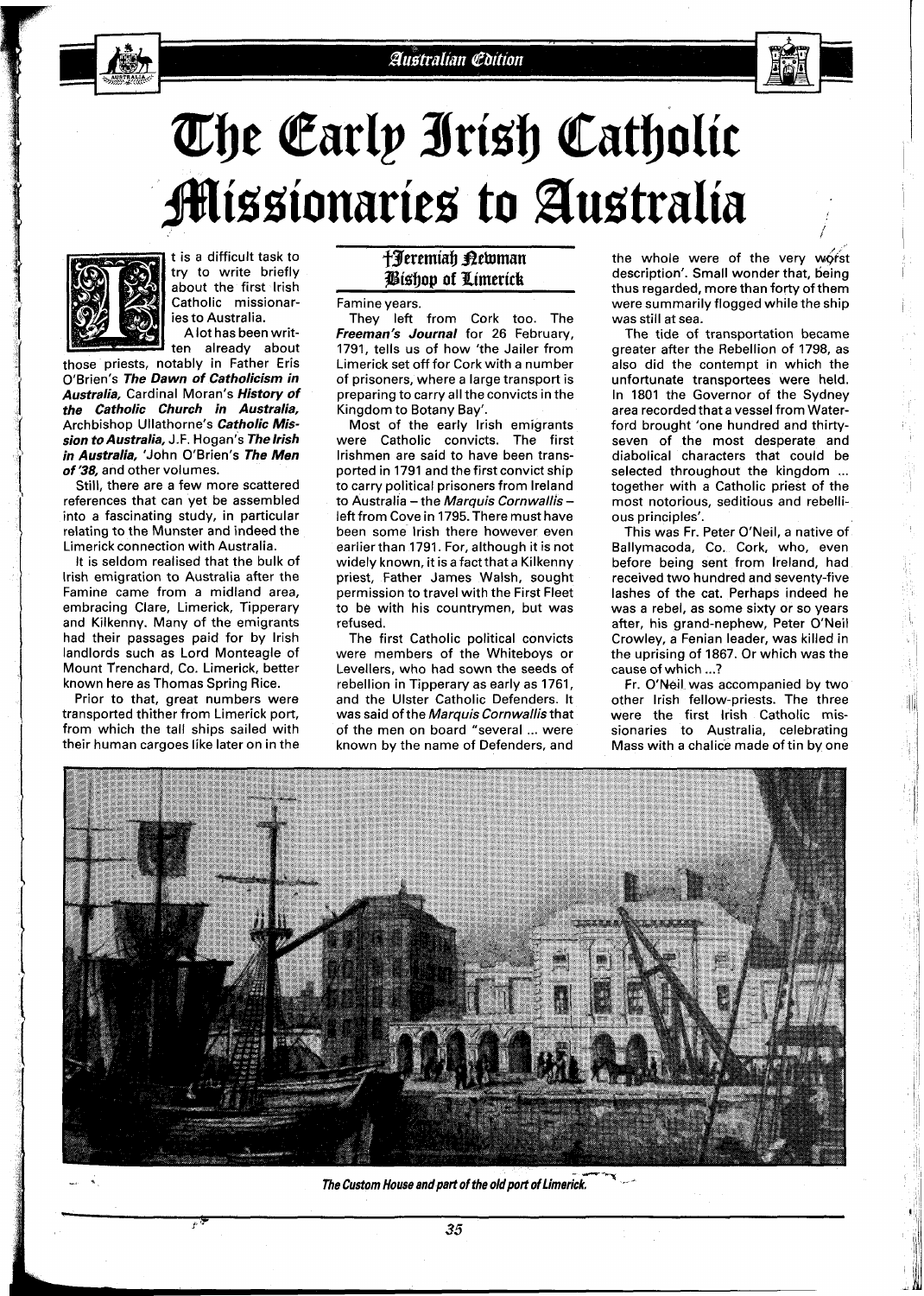# The Early Irish Catholic Missionaries to Australia

It is a difficult task to try to write briefly about the first Irish Catholic missionaries to Australia.

A lot has been written already about those priests, notably in Father Eris O'Brien's ***The Dawn of Catholicism in Australia,*** Cardinal Moran's ***History of the Catholic Church in Australia,*** Archbishop Ullathorne's ***Catholic Mission to Australia,*** J.F. Hogan's ***The Irish in Australia,*** 'John O'Brien's ***The Men of '38,*** and other volumes.

Still, there are a few more scattered references that can yet be assembled into a fascinating study, in particular relating to the Munster and indeed the Limerick connection with Australia.

It is seldom realised that the bulk of Irish emigration to Australia after the Famine came from a midland area, embracing Clare, Limerick, Tipperary and Kilkenny. Many of the emigrants had their passages paid for by Irish landlords such as Lord Monteagle of Mount Trenchard, Co. Limerick, better known here as Thomas Spring Rice.

Prior to that, great numbers were transported thither from Limerick port, from which the tall ships sailed with their human cargoes like later on in the

## †Jeremiah Newman Bishop of Limerick

Famine years.

They left from Cork too. The ***Freeman's Journal*** for 26 February, 1791, tells us of how 'the Jailer from Limerick set off for Cork with a number of prisoners, where a large transport is preparing to carry all the convicts in the Kingdom to Botany Bay'.

Most of the early Irish emigrants were Catholic convicts. The first Irishmen are said to have been transported in 1791 and the first convict ship to carry political prisoners from Ireland to Australia – the *Marquis Cornwallis* – left from Cove in 1795. There must have been some Irish there however even earlier than 1791. For, although it is not widely known, it is a fact that a Kilkenny priest, Father James Walsh, sought permission to travel with the First Fleet to be with his countrymen, but was refused.

The first Catholic political convicts were members of the Whiteboys or Levellers, who had sown the seeds of rebellion in Tipperary as early as 1761, and the Ulster Catholic Defenders. It was said of the *Marquis Cornwallis* that of the men on board "several ... were known by the name of Defenders, and the whole were of the very worst description'. Small wonder that, being thus regarded, more than forty of them were summarily flogged while the ship was still at sea.

The tide of transportation became greater after the Rebellion of 1798, as also did the contempt in which the unfortunate transportees were held. In 1801 the Governor of the Sydney area recorded that a vessel from Waterford brought 'one hundred and thirty-seven of the most desperate and diabolical characters that could be selected throughout the kingdom ... together with a Catholic priest of the most notorious, seditious and rebellious principles'.

This was Fr. Peter O'Neil, a native of Ballymacoda, Co. Cork, who, even before being sent from Ireland, had received two hundred and seventy-five lashes of the cat. Perhaps indeed he was a rebel, as some sixty or so years after, his grand-nephew, Peter O'Neil Crowley, a Fenian leader, was killed in the uprising of 1867. Or which was the cause of which ...?

Fr. O'Neil was accompanied by two other Irish fellow-priests. The three were the first Irish Catholic missionaries to Australia, celebrating Mass with a chalice made of tin by one

*The Custom House and part of the old port of Limerick.*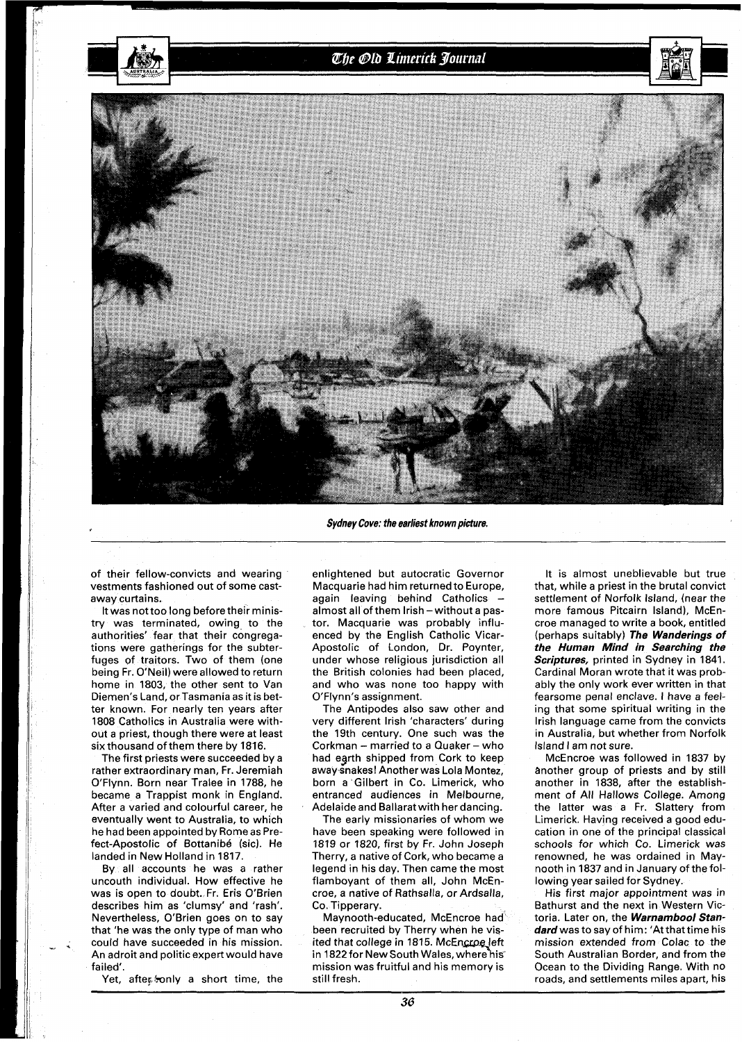*Sydney Cove: the earliest known picture.*

of their fellow-convicts and wearing vestments fashioned out of some cast-away curtains.

It was not too long before their ministry was terminated, owing to the authorities' fear that their congregations were gatherings for the subterfuges of traitors. Two of them (one being Fr. O'Neil) were allowed to return home in 1803, the other sent to Van Diemen's Land, or Tasmania as it is better known. For nearly ten years after 1808 Catholics in Australia were without a priest, though there were at least six thousand of them there by 1816.

The first priests were succeeded by a rather extraordinary man, Fr. Jeremiah O'Flynn. Born near Tralee in 1788, he became a Trappist monk in England. After a varied and colourful career, he eventually went to Australia, to which he had been appointed by Rome as Prefect-Apostolic of Bottanibé (sic). He landed in New Holland in 1817.

By all accounts he was a rather uncouth individual. How effective he was is open to doubt. Fr. Eris O'Brien describes him as 'clumsy' and 'rash'. Nevertheless, O'Brien goes on to say that 'he was the only type of man who could have succeeded in his mission. An adroit and politic expert would have failed'.

Yet, after only a short time, the enlightened but autocratic Governor Macquarie had him returned to Europe, again leaving behind Catholics – almost all of them Irish – without a pastor. Macquarie was probably influenced by the English Catholic Vicar-Apostolic of London, Dr. Poynter, under whose religious jurisdiction all the British colonies had been placed, and who was none too happy with O'Flynn's assignment.

The Antipodes also saw other and very different Irish 'characters' during the 19th century. One such was the Corkman – married to a Quaker – who had earth shipped from Cork to keep away snakes! Another was Lola Montez, born a Gilbert in Co. Limerick, who entranced audiences in Melbourne, Adelaide and Ballarat with her dancing.

The early missionaries of whom we have been speaking were followed in 1819 or 1820, first by Fr. John Joseph Therry, a native of Cork, who became a legend in his day. Then came the most flamboyant of them all, John McEncroe, a native of Rathsalla, or Ardsalla, Co. Tipperary.

Maynooth-educated, McEncroe had been recruited by Therry when he visited that college in 1815. McEncroe left in 1822 for New South Wales, where his mission was fruitful and his memory is still fresh.

It is almost uneblievable but true that, while a priest in the brutal convict settlement of Norfolk Island, (near the more famous Pitcairn Island), McEncroe managed to write a book, entitled (perhaps suitably) ***The Wanderings of the Human Mind in Searching the Scriptures,*** printed in Sydney in 1841. Cardinal Moran wrote that it was probably the only work ever written in that fearsome penal enclave. I have a feeling that some spiritual writing in the Irish language came from the convicts in Australia, but whether from Norfolk Island I am not sure.

McEncroe was followed in 1837 by another group of priests and by still another in 1838, after the establishment of All Hallows College. Among the latter was a Fr. Slattery from Limerick. Having received a good education in one of the principal classical schools for which Co. Limerick was renowned, he was ordained in Maynooth in 1837 and in January of the following year sailed for Sydney.

His first major appointment was in Bathurst and the next in Western Victoria. Later on, the ***Warnambool Standard*** was to say of him: *'At that time his mission extended from Colac to the South Australian Border, and from the Ocean to the Dividing Range. With no roads, and settlements miles apart, his*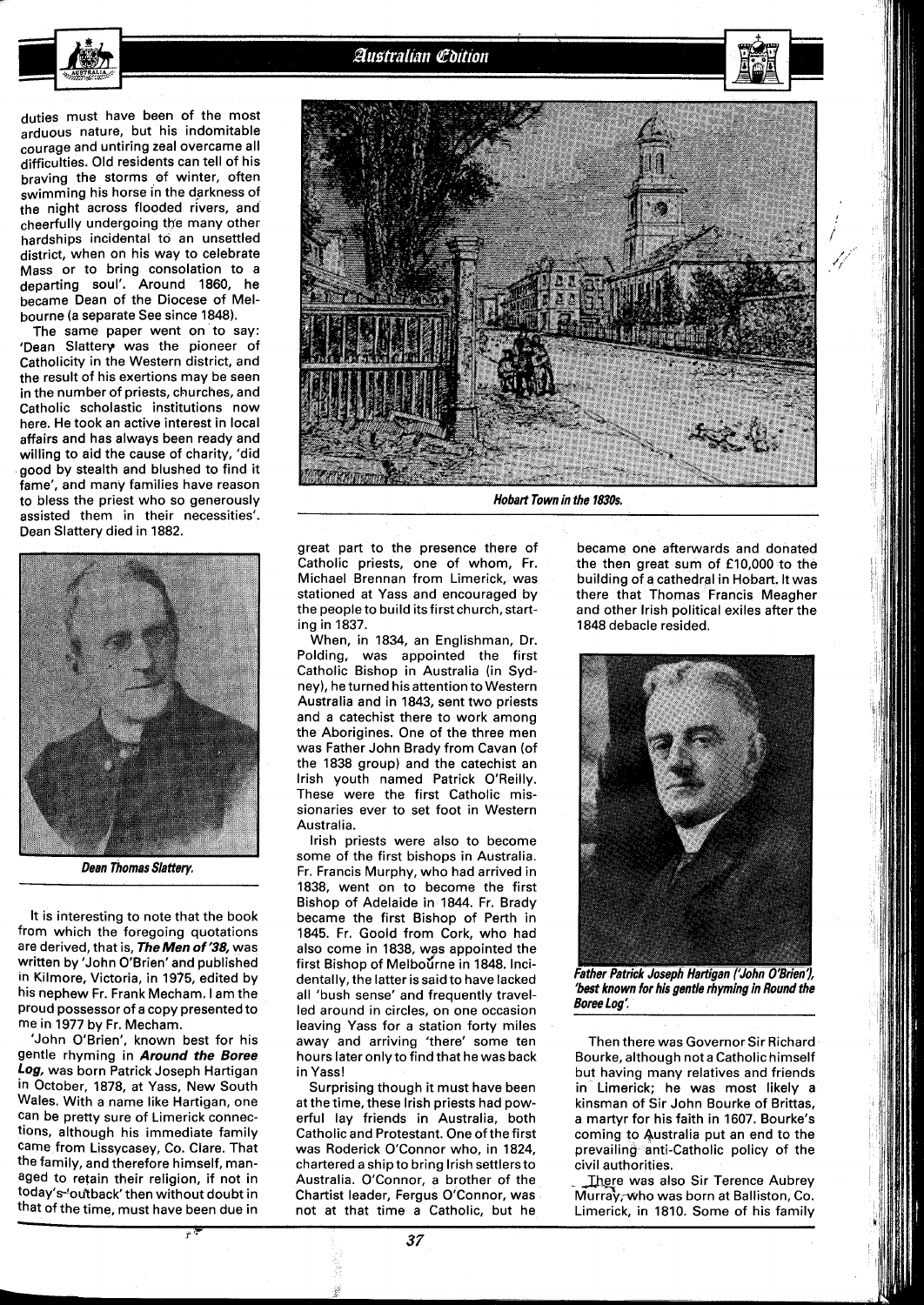duties must have been of the most arduous nature, but his indomitable courage and untiring zeal overcame all difficulties. Old residents can tell of his braving the storms of winter, often swimming his horse in the darkness of the night across flooded rivers, and cheerfully undergoing the many other hardships incidental to an unsettled district, when on his way to celebrate Mass or to bring consolation to a departing soul'. Around 1860, he became Dean of the Diocese of Melbourne (a separate See since 1848).

The same paper went on to say: 'Dean Slattery was the pioneer of Catholicity in the Western district, and the result of his exertions may be seen in the number of priests, churches, and Catholic scholastic institutions now here. He took an active interest in local affairs and has always been ready and willing to aid the cause of charity, 'did good by stealth and blushed to find it fame', and many families have reason to bless the priest who so generously assisted them in their necessities'. Dean Slattery died in 1882.

**Dean Thomas Slattery.**

It is interesting to note that the book from which the foregoing quotations are derived, that is, ***The Men of '38***, was written by 'John O'Brien' and published in Kilmore, Victoria, in 1975, edited by his nephew Fr. Frank Mecham. I am the proud possessor of a copy presented to me in 1977 by Fr. Mecham.

'John O'Brien', known best for his gentle rhyming in ***Around the Boree Log***, was born Patrick Joseph Hartigan in October, 1878, at Yass, New South Wales. With a name like Hartigan, one can be pretty sure of Limerick connections, although his immediate family came from Lissycasey, Co. Clare. That the family, and therefore himself, managed to retain their religion, if not in today's 'outback' then without doubt in that of the time, must have been due in great part to the presence there of Catholic priests, one of whom, Fr. Michael Brennan from Limerick, was stationed at Yass and encouraged by the people to build its first church, starting in 1837.

**Hobart Town in the 1830s.**

When, in 1834, an Englishman, Dr. Polding, was appointed the first Catholic Bishop in Australia (in Sydney), he turned his attention to Western Australia and in 1843, sent two priests and a catechist there to work among the Aborigines. One of the three men was Father John Brady from Cavan (of the 1838 group) and the catechist an Irish youth named Patrick O'Reilly. These were the first Catholic missionaries ever to set foot in Western Australia.

Irish priests were also to become some of the first bishops in Australia. Fr. Francis Murphy, who had arrived in 1838, went on to become the first Bishop of Adelaide in 1844. Fr. Brady became the first Bishop of Perth in 1845. Fr. Goold from Cork, who had also come in 1838, was appointed the first Bishop of Melbourne in 1848. Incidentally, the latter is said to have lacked all 'bush sense' and frequently travelled around in circles, on one occasion leaving Yass for a station forty miles away and arriving 'there' some ten hours later only to find that he was back in Yass!

Surprising though it must have been at the time, these Irish priests had powerful lay friends in Australia, both Catholic and Protestant. One of the first was Roderick O'Connor who, in 1824, chartered a ship to bring Irish settlers to Australia. O'Connor, a brother of the Chartist leader, Fergus O'Connor, was not at that time a Catholic, but he became one afterwards and donated the then great sum of £10,000 to the building of a cathedral in Hobart. It was there that Thomas Francis Meagher and other Irish political exiles after the 1848 debacle resided.

***Father Patrick Joseph Hartigan ('John O'Brien'), 'best known for his gentle rhyming in Round the Boree Log'.***

Then there was Governor Sir Richard Bourke, although not a Catholic himself but having many relatives and friends in Limerick; he was most likely a kinsman of Sir John Bourke of Brittas, a martyr for his faith in 1607. Bourke's coming to Australia put an end to the prevailing anti-Catholic policy of the civil authorities.

There was also Sir Terence Aubrey Murray, who was born at Balliston, Co. Limerick, in 1810. Some of his family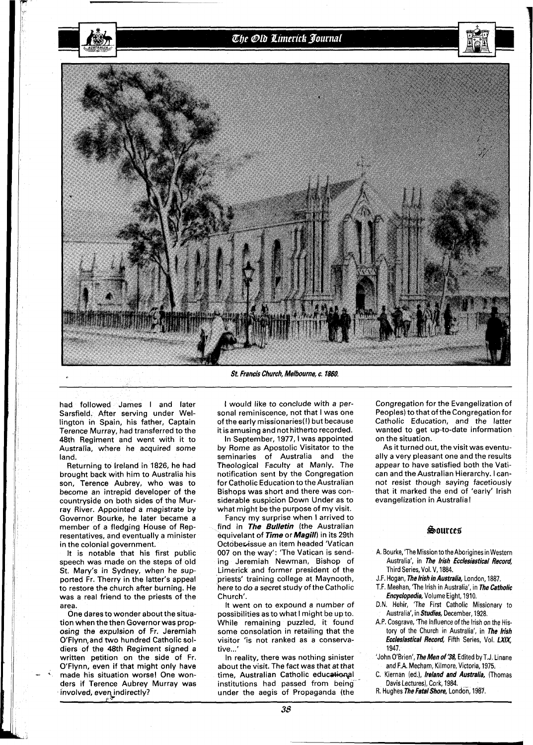*St. Francis Church, Melbourne, c. 1860.*

had followed James I and later Sarsfield. After serving under Wellington in Spain, his father, Captain Terence Murray, had transferred to the 48th Regiment and went with it to Australia, where he acquired some land.

Returning to Ireland in 1826, he had brought back with him to Australia his son, Terence Aubrey, who was to become an intrepid developer of the countryside on both sides of the Murray River. Appointed a magistrate by Governor Bourke, he later became a member of a fledging House of Representatives, and eventually a minister in the colonial government.

It is notable that his first public speech was made on the steps of old St. Mary's in Sydney, when he supported Fr. Therry in the latter's appeal to restore the church after burning. He was a real friend to the priests of the area.

One dares to wonder about the situation when the then Governor was proposing the expulsion of Fr. Jeremiah O'Flynn, and two hundred Catholic soldiers of the 48th Regiment signed a written petition on the side of Fr. O'Flynn, even if that might only have made his situation worse! One wonders if Terence Aubrey Murray was involved, even indirectly?

I would like to conclude with a personal reminiscence, not that I was one of the early missionaries(!) but because it is amusing and not hitherto recorded.

In September, 1977, I was appointed by Rome as Apostolic Visitator to the seminaries of Australia and the Theological Faculty at Manly. The notification sent by the Congregation for Catholic Education to the Australian Bishops was short and there was considerable suspicion Down Under as to what might be the purpose of my visit.

Fancy my surprise when I arrived to find in ***The Bulletin*** (the Australian equivelant of ***Time*** or ***Magill***) in its 29th October issue an item headed 'Vatican 007 on the way': 'The Vatican is sending Jeremiah Newman, Bishop of Limerick and former president of the priests' training college at Maynooth, here to do a secret study of the Catholic Church'.

It went on to expound a number of possibilities as to what I might be up to. While remaining puzzled, it found some consolation in retailing that the visitor 'is not ranked as a conservative...'

In reality, there was nothing sinister about the visit. The fact was that at that time, Australian Catholic educational institutions had passed from being under the aegis of Propaganda (the Congregation for the Evangelization of Peoples) to that of the Congregation for Catholic Education, and the latter wanted to get up-to-date information on the situation.

As it turned out, the visit was eventually a very pleasant one and the results appear to have satisfied both the Vatican and the Australian Hierarchy. I cannot resist though saying facetiously that it marked the end of 'early' Irish evangelization in Australia!

## Sources

- A. Bourke, 'The Mission to the Aborigines in Western Australia', in ***The Irish Ecclesiastical Record***, Third Series, Vol. V, 1884.
- J.F. Hogan, ***The Irish in Australia***, London, 1887.
- T.F. Meehan, 'The Irish in Australia', in ***The Catholic Encyclopedia***, Volume Eight, 1910.
- D.N. Hehir, 'The First Catholic Missionary to Australia', in ***Studies***, December, 1928.
- A.P. Cosgrave, 'The Influence of the Irish on the History of the Church in Australia', in ***The Irish Ecclesiastical Record***, Fifth Series, Vol. ***LXIX***, 1947.
- 'John O'Brien', ***The Men of '38***, Edited by T.J. Linane and F.A. Mecham, Kilmore, Victoria, 1975.
- C. Kiernan (ed.), ***Ireland and Australia***, (Thomas Davis Lectures), Cork, 1984.
- R. Hughes ***The Fatal Shore***, London, 1987.